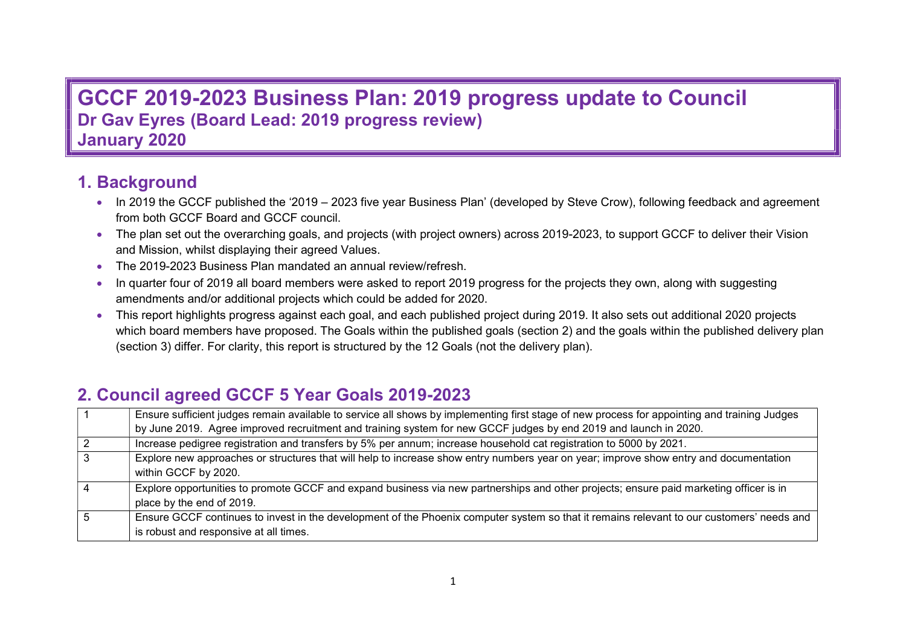# GCCF 2019-2023 Business Plan: 2019 progress update to Council

**Dr Gav Eyres (Board Lead: 2019 progress review)**

**January 2020**

## 1. Background

- In 2019 the GCCF published the '2019 – 2023 five year Business Plan' (developed by Steve Crow), following feedback and agreement from both GCCF Board and GCCF council.
- The plan set out the overarching goals, and projects (with project owners) across 2019-2023, to support GCCF to deliver their Vision and Mission, whilst displaying their agreed Values.
- The 2019-2023 Business Plan mandated an annual review/refresh.
- In quarter four of 2019 all board members were asked to report 2019 progress for the projects they own, along with suggesting amendments and/or additional projects which could be added for 2020.
- This report highlights progress against each goal, and each published project during 2019. It also sets out additional 2020 projects which board members have proposed. The Goals within the published goals (section 2) and the goals within the published delivery plan (section 3) differ. For clarity, this report is structured by the 12 Goals (not the delivery plan).

## 2. Council agreed GCCF 5 Year Goals 2019-2023

| | |
|---|---|
| 1 | Ensure sufficient judges remain available to service all shows by implementing first stage of new process for appointing and training Judges by June 2019. Agree improved recruitment and training system for new GCCF judges by end 2019 and launch in 2020. |
| 2 | Increase pedigree registration and transfers by 5% per annum; increase household cat registration to 5000 by 2021. |
| 3 | Explore new approaches or structures that will help to increase show entry numbers year on year; improve show entry and documentation within GCCF by 2020. |
| 4 | Explore opportunities to promote GCCF and expand business via new partnerships and other projects; ensure paid marketing officer is in place by the end of 2019. |
| 5 | Ensure GCCF continues to invest in the development of the Phoenix computer system so that it remains relevant to our customers' needs and is robust and responsive at all times. |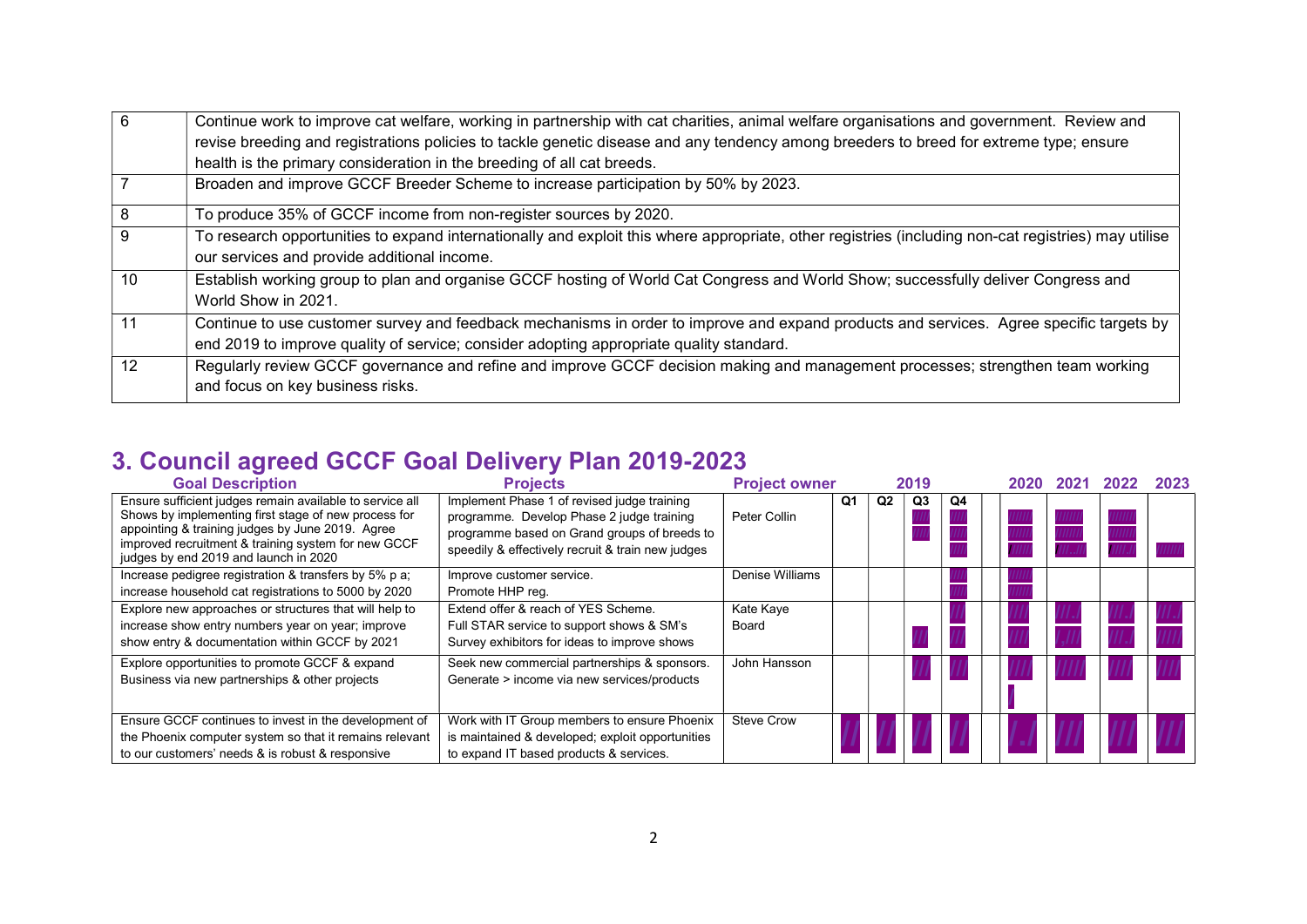| | |
|---|---|
| 6 | Continue work to improve cat welfare, working in partnership with cat charities, animal welfare organisations and government. Review and revise breeding and registrations policies to tackle genetic disease and any tendency among breeders to breed for extreme type; ensure health is the primary consideration in the breeding of all cat breeds. |
| 7 | Broaden and improve GCCF Breeder Scheme to increase participation by 50% by 2023. |
| 8 | To produce 35% of GCCF income from non-register sources by 2020. |
| 9 | To research opportunities to expand internationally and exploit this where appropriate, other registries (including non-cat registries) may utilise our services and provide additional income. |
| 10 | Establish working group to plan and organise GCCF hosting of World Cat Congress and World Show; successfully deliver Congress and World Show in 2021. |
| 11 | Continue to use customer survey and feedback mechanisms in order to improve and expand products and services. Agree specific targets by end 2019 to improve quality of service; consider adopting appropriate quality standard. |
| 12 | Regularly review GCCF governance and refine and improve GCCF decision making and management processes; strengthen team working and focus on key business risks. |

## 3. Council agreed GCCF Goal Delivery Plan 2019-2023

| Goal Description | Projects | Project owner | 2019 | | | | 2020 | 2021 | 2022 | 2023 |
|---|---|---|---|---|---|---|---|---|---|---|
| | | | Q1 | Q2 | Q3 | Q4 | | | | |
| Ensure sufficient judges remain available to service all Shows by implementing first stage of new process for appointing & training judges by June 2019. Agree improved recruitment & training system for new GCCF judges by end 2019 and launch in 2020 | Implement Phase 1 of revised judge training programme. Develop Phase 2 judge training programme based on Grand groups of breeds to speedily & effectively recruit & train new judges | Peter Collin | | | /// | /// | /// | /// | /// | /// |
| Increase pedigree registration & transfers by 5% p a; increase household cat registrations to 5000 by 2020 | Improve customer service. Promote HHP reg. | Denise Williams | | | | /// | /// | | | |
| Explore new approaches or structures that will help to increase show entry numbers year on year; improve show entry & documentation within GCCF by 2021 | Extend offer & reach of YES Scheme. Full STAR service to support shows & SM's Survey exhibitors for ideas to improve shows | Kate Kaye Board | | | /// | /// | /// | /// | /// | /// |
| Explore opportunities to promote GCCF & expand Business via new partnerships & other projects | Seek new commercial partnerships & sponsors. Generate > income via new services/products | John Hansson | | | /// | /// | /// | /// | /// | /// |
| Ensure GCCF continues to invest in the development of the Phoenix computer system so that it remains relevant to our customers' needs & is robust & responsive | Work with IT Group members to ensure Phoenix is maintained & developed; exploit opportunities to expand IT based products & services. | Steve Crow | /// | /// | /// | /// | /// | /// | /// | /// |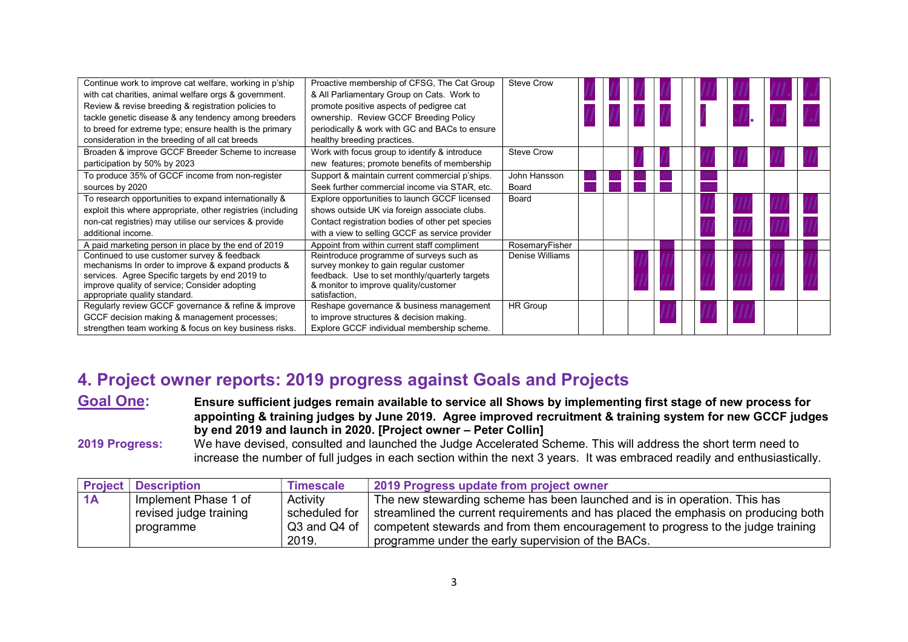| | | | | | | | | | | | |
|---|---|---|---|---|---|---|---|---|---|---|---|
| Continue work to improve cat welfare, working in p'ship with cat charities, animal welfare orgs & government. Review & revise breeding & registration policies to tackle genetic disease & any tendency among breeders to breed for extreme type; ensure health is the primary consideration in the breeding of all cat breeds | Proactive membership of CFSG, The Cat Group & All Parliamentary Group on Cats. Work to promote positive aspects of pedigree cat ownership. Review GCCF Breeding Policy periodically & work with GC and BACs to ensure healthy breeding practices. | Steve Crow | | | | | | | | | |
| Broaden & improve GCCF Breeder Scheme to increase participation by 50% by 2023 | Work with focus group to identify & introduce new features; promote benefits of membership | Steve Crow | | | | | | | | | |
| To produce 35% of GCCF income from non-register sources by 2020 | Support & maintain current commercial p'ships. Seek further commercial income via STAR, etc. | John Hansson Board | | | | | | | | | |
| To research opportunities to expand internationally & exploit this where appropriate, other registries (including non-cat registries) may utilise our services & provide additional income. | Explore opportunities to launch GCCF licensed shows outside UK via foreign associate clubs. Contact registration bodies of other pet species with a view to selling GCCF as service provider | Board | | | | | | | | | |
| A paid marketing person in place by the end of 2019 | Appoint from within current staff compliment | RosemaryFisher | | | | | | | | | |
| Continued to use customer survey & feedback mechanisms In order to improve & expand products & services. Agree Specific targets by end 2019 to improve quality of service; Consider adopting appropriate quality standard. | Reintroduce programme of surveys such as survey monkey to gain regular customer feedback. Use to set monthly/quarterly targets & monitor to improve quality/customer satisfaction, | Denise Williams | | | | | | | | | |
| Regularly review GCCF governance & refine & improve GCCF decision making & management processes; strengthen team working & focus on key business risks. | Reshape governance & business management to improve structures & decision making. Explore GCCF individual membership scheme. | HR Group | | | | | | | | | |

## 4. Project owner reports: 2019 progress against Goals and Projects

**Goal One:** **Ensure sufficient judges remain available to service all Shows by implementing first stage of new process for appointing & training judges by June 2019. Agree improved recruitment & training system for new GCCF judges by end 2019 and launch in 2020. [Project owner – Peter Collin]**

**2019 Progress:** We have devised, consulted and launched the Judge Accelerated Scheme. This will address the short term need to increase the number of full judges in each section within the next 3 years. It was embraced readily and enthusiastically.

| Project | Description | Timescale | 2019 Progress update from project owner |
|---|---|---|---|
| 1A | Implement Phase 1 of revised judge training programme | Activity scheduled for Q3 and Q4 of 2019. | The new stewarding scheme has been launched and is in operation. This has streamlined the current requirements and has placed the emphasis on producing both competent stewards and from them encouragement to progress to the judge training programme under the early supervision of the BACs. |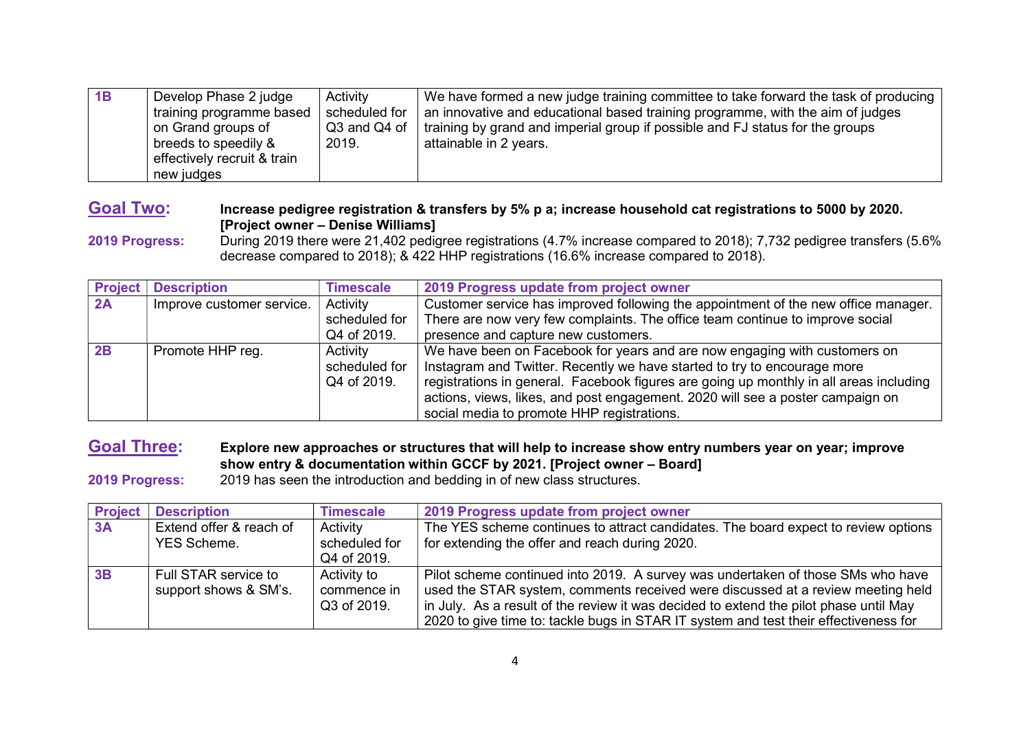| | | | |
|---|---|---|---|
| **1B** | Develop Phase 2 judge training programme based on Grand groups of breeds to speedily & effectively recruit & train new judges | Activity scheduled for Q3 and Q4 of 2019. | We have formed a new judge training committee to take forward the task of producing an innovative and educational based training programme, with the aim of judges training by grand and imperial group if possible and FJ status for the groups attainable in 2 years. |

## Goal Two:

**Increase pedigree registration & transfers by 5% p a; increase household cat registrations to 5000 by 2020. [Project owner – Denise Williams]**

**2019 Progress:** During 2019 there were 21,402 pedigree registrations (4.7% increase compared to 2018); 7,732 pedigree transfers (5.6% decrease compared to 2018); & 422 HHP registrations (16.6% increase compared to 2018).

| Project | Description | Timescale | 2019 Progress update from project owner |
|---|---|---|---|
| **2A** | Improve customer service. | Activity scheduled for Q4 of 2019. | Customer service has improved following the appointment of the new office manager. There are now very few complaints. The office team continue to improve social presence and capture new customers. |
| **2B** | Promote HHP reg. | Activity scheduled for Q4 of 2019. | We have been on Facebook for years and are now engaging with customers on Instagram and Twitter. Recently we have started to try to encourage more registrations in general. Facebook figures are going up monthly in all areas including actions, views, likes, and post engagement. 2020 will see a poster campaign on social media to promote HHP registrations. |

## Goal Three:

**Explore new approaches or structures that will help to increase show entry numbers year on year; improve show entry & documentation within GCCF by 2021. [Project owner – Board]**

**2019 Progress:** 2019 has seen the introduction and bedding in of new class structures.

| Project | Description | Timescale | 2019 Progress update from project owner |
|---|---|---|---|
| **3A** | Extend offer & reach of YES Scheme. | Activity scheduled for Q4 of 2019. | The YES scheme continues to attract candidates. The board expect to review options for extending the offer and reach during 2020. |
| **3B** | Full STAR service to support shows & SM's. | Activity to commence in Q3 of 2019. | Pilot scheme continued into 2019. A survey was undertaken of those SMs who have used the STAR system, comments received were discussed at a review meeting held in July. As a result of the review it was decided to extend the pilot phase until May 2020 to give time to: tackle bugs in STAR IT system and test their effectiveness for |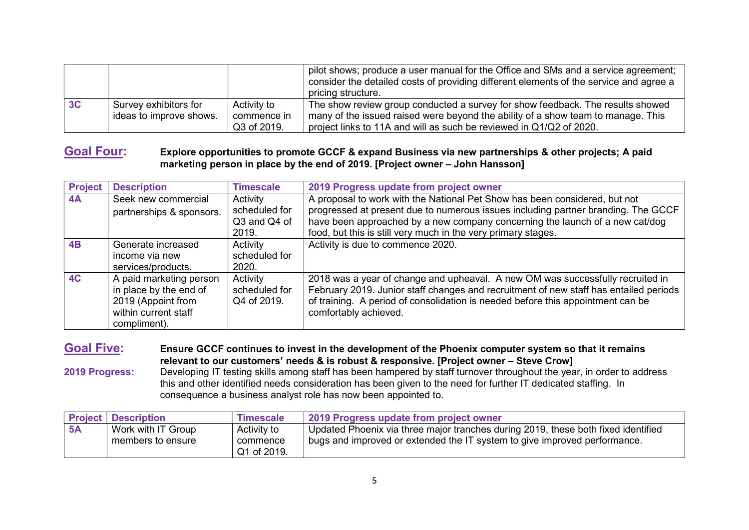|  |  |  | pilot shows; produce a user manual for the Office and SMs and a service agreement; consider the detailed costs of providing different elements of the service and agree a pricing structure. |
|---|---|---|---|
| **3C** | Survey exhibitors for ideas to improve shows. | Activity to commence in Q3 of 2019. | The show review group conducted a survey for show feedback. The results showed many of the issued raised were beyond the ability of a show team to manage. This project links to 11A and will as such be reviewed in Q1/Q2 of 2020. |

## Goal Four: **Explore opportunities to promote GCCF & expand Business via new partnerships & other projects; A paid marketing person in place by the end of 2019. [Project owner – John Hansson]**

| Project | Description | Timescale | 2019 Progress update from project owner |
|---|---|---|---|
| **4A** | Seek new commercial partnerships & sponsors. | Activity scheduled for Q3 and Q4 of 2019. | A proposal to work with the National Pet Show has been considered, but not progressed at present due to numerous issues including partner branding. The GCCF have been approached by a new company concerning the launch of a new cat/dog food, but this is still very much in the very primary stages. |
| **4B** | Generate increased income via new services/products. | Activity scheduled for 2020. | Activity is due to commence 2020. |
| **4C** | A paid marketing person in place by the end of 2019 (Appoint from within current staff compliment). | Activity scheduled for Q4 of 2019. | 2018 was a year of change and upheaval. A new OM was successfully recruited in February 2019. Junior staff changes and recruitment of new staff has entailed periods of training. A period of consolidation is needed before this appointment can be comfortably achieved. |

## Goal Five: **Ensure GCCF continues to invest in the development of the Phoenix computer system so that it remains relevant to our customers' needs & is robust & responsive. [Project owner – Steve Crow]**

**2019 Progress:** Developing IT testing skills among staff has been hampered by staff turnover throughout the year, in order to address this and other identified needs consideration has been given to the need for further IT dedicated staffing. In consequence a business analyst role has now been appointed to.

| Project | Description | Timescale | 2019 Progress update from project owner |
|---|---|---|---|
| **5A** | Work with IT Group members to ensure | Activity to commence Q1 of 2019. | Updated Phoenix via three major tranches during 2019, these both fixed identified bugs and improved or extended the IT system to give improved performance. |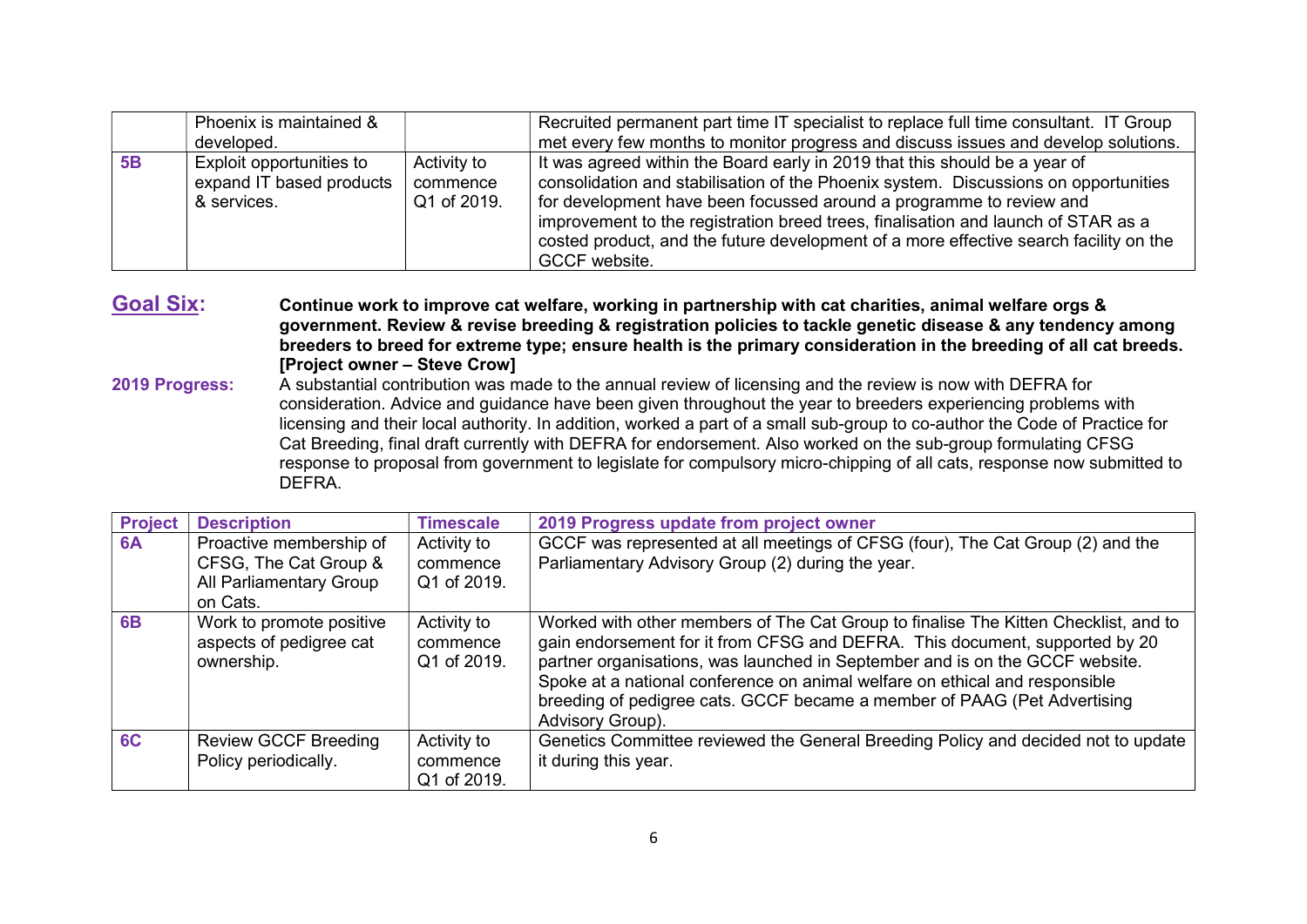| | | | |
|---|---|---|---|
| | Phoenix is maintained & developed. | | Recruited permanent part time IT specialist to replace full time consultant. IT Group met every few months to monitor progress and discuss issues and develop solutions. |
| **5B** | Exploit opportunities to expand IT based products & services. | Activity to commence Q1 of 2019. | It was agreed within the Board early in 2019 that this should be a year of consolidation and stabilisation of the Phoenix system. Discussions on opportunities for development have been focussed around a programme to review and improvement to the registration breed trees, finalisation and launch of STAR as a costed product, and the future development of a more effective search facility on the GCCF website. |

## Goal Six:

**Continue work to improve cat welfare, working in partnership with cat charities, animal welfare orgs & government. Review & revise breeding & registration policies to tackle genetic disease & any tendency among breeders to breed for extreme type; ensure health is the primary consideration in the breeding of all cat breeds. [Project owner – Steve Crow]**

**2019 Progress:** A substantial contribution was made to the annual review of licensing and the review is now with DEFRA for consideration. Advice and guidance have been given throughout the year to breeders experiencing problems with licensing and their local authority. In addition, worked a part of a small sub-group to co-author the Code of Practice for Cat Breeding, final draft currently with DEFRA for endorsement. Also worked on the sub-group formulating CFSG response to proposal from government to legislate for compulsory micro-chipping of all cats, response now submitted to DEFRA.

| Project | Description | Timescale | 2019 Progress update from project owner |
|---|---|---|---|
| **6A** | Proactive membership of CFSG, The Cat Group & All Parliamentary Group on Cats. | Activity to commence Q1 of 2019. | GCCF was represented at all meetings of CFSG (four), The Cat Group (2) and the Parliamentary Advisory Group (2) during the year. |
| **6B** | Work to promote positive aspects of pedigree cat ownership. | Activity to commence Q1 of 2019. | Worked with other members of The Cat Group to finalise The Kitten Checklist, and to gain endorsement for it from CFSG and DEFRA. This document, supported by 20 partner organisations, was launched in September and is on the GCCF website. Spoke at a national conference on animal welfare on ethical and responsible breeding of pedigree cats. GCCF became a member of PAAG (Pet Advertising Advisory Group). |
| **6C** | Review GCCF Breeding Policy periodically. | Activity to commence Q1 of 2019. | Genetics Committee reviewed the General Breeding Policy and decided not to update it during this year. |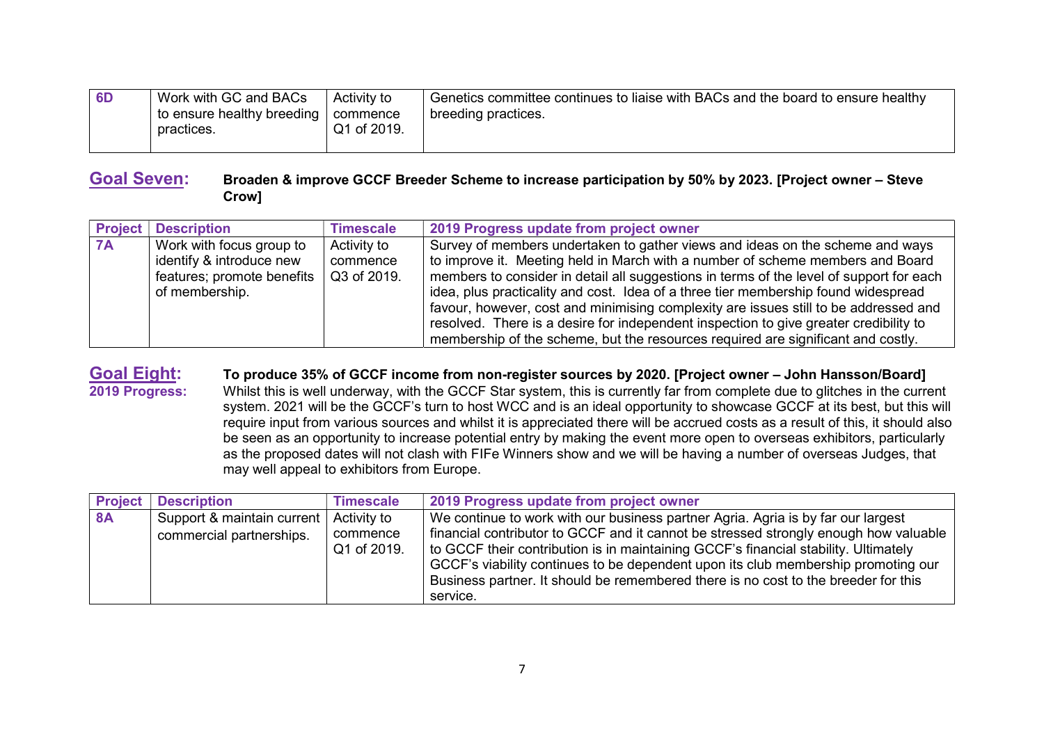| 6D | Work with GC and BACs to ensure healthy breeding practices. | Activity to commence Q1 of 2019. | Genetics committee continues to liaise with BACs and the board to ensure healthy breeding practices. |
| --- | --- | --- | --- |

## Goal Seven: **Broaden & improve GCCF Breeder Scheme to increase participation by 50% by 2023. [Project owner – Steve Crow]**

| Project | Description | Timescale | 2019 Progress update from project owner |
| --- | --- | --- | --- |
| 7A | Work with focus group to identify & introduce new features; promote benefits of membership. | Activity to commence Q3 of 2019. | Survey of members undertaken to gather views and ideas on the scheme and ways to improve it. Meeting held in March with a number of scheme members and Board members to consider in detail all suggestions in terms of the level of support for each idea, plus practicality and cost. Idea of a three tier membership found widespread favour, however, cost and minimising complexity are issues still to be addressed and resolved. There is a desire for independent inspection to give greater credibility to membership of the scheme, but the resources required are significant and costly. |

## Goal Eight: **To produce 35% of GCCF income from non-register sources by 2020. [Project owner – John Hansson/Board]**

**2019 Progress:** Whilst this is well underway, with the GCCF Star system, this is currently far from complete due to glitches in the current system. 2021 will be the GCCF's turn to host WCC and is an ideal opportunity to showcase GCCF at its best, but this will require input from various sources and whilst it is appreciated there will be accrued costs as a result of this, it should also be seen as an opportunity to increase potential entry by making the event more open to overseas exhibitors, particularly as the proposed dates will not clash with FIFe Winners show and we will be having a number of overseas Judges, that may well appeal to exhibitors from Europe.

| Project | Description | Timescale | 2019 Progress update from project owner |
| --- | --- | --- | --- |
| 8A | Support & maintain current commercial partnerships. | Activity to commence Q1 of 2019. | We continue to work with our business partner Agria. Agria is by far our largest financial contributor to GCCF and it cannot be stressed strongly enough how valuable to GCCF their contribution is in maintaining GCCF's financial stability. Ultimately GCCF's viability continues to be dependent upon its club membership promoting our Business partner. It should be remembered there is no cost to the breeder for this service. |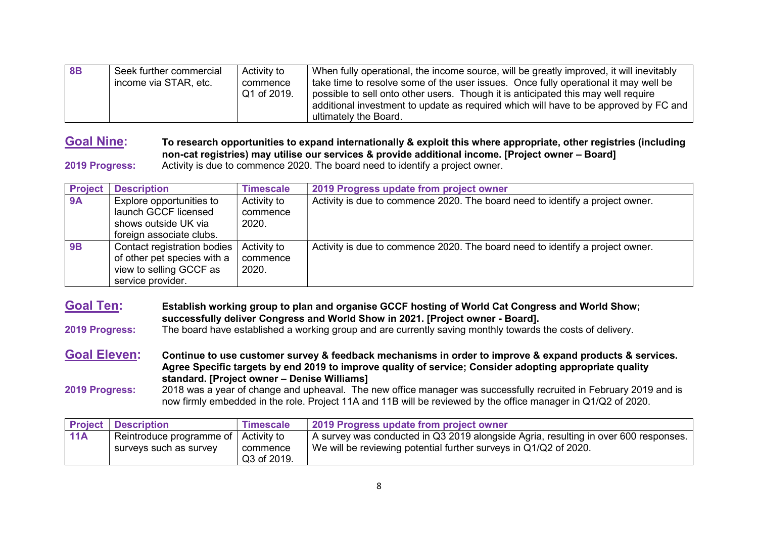| Project | Description | Timescale | 2019 Progress update from project owner |
|---|---|---|---|
| **8B** | Seek further commercial income via STAR, etc. | Activity to commence Q1 of 2019. | When fully operational, the income source, will be greatly improved, it will inevitably take time to resolve some of the user issues. Once fully operational it may well be possible to sell onto other users. Though it is anticipated this may well require additional investment to update as required which will have to be approved by FC and ultimately the Board. |

## Goal Nine:

**To research opportunities to expand internationally & exploit this where appropriate, other registries (including non-cat registries) may utilise our services & provide additional income. [Project owner – Board]**

**2019 Progress:** Activity is due to commence 2020. The board need to identify a project owner.

| Project | Description | Timescale | 2019 Progress update from project owner |
|---|---|---|---|
| **9A** | Explore opportunities to launch GCCF licensed shows outside UK via foreign associate clubs. | Activity to commence 2020. | Activity is due to commence 2020. The board need to identify a project owner. |
| **9B** | Contact registration bodies of other pet species with a view to selling GCCF as service provider. | Activity to commence 2020. | Activity is due to commence 2020. The board need to identify a project owner. |

## Goal Ten:

**Establish working group to plan and organise GCCF hosting of World Cat Congress and World Show; successfully deliver Congress and World Show in 2021. [Project owner - Board].**

**2019 Progress:** The board have established a working group and are currently saving monthly towards the costs of delivery.

## Goal Eleven:

**Continue to use customer survey & feedback mechanisms in order to improve & expand products & services. Agree Specific targets by end 2019 to improve quality of service; Consider adopting appropriate quality standard. [Project owner – Denise Williams]**

**2019 Progress:** 2018 was a year of change and upheaval. The new office manager was successfully recruited in February 2019 and is now firmly embedded in the role. Project 11A and 11B will be reviewed by the office manager in Q1/Q2 of 2020.

| Project | Description | Timescale | 2019 Progress update from project owner |
|---|---|---|---|
| **11A** | Reintroduce programme of surveys such as survey | Activity to commence Q3 of 2019. | A survey was conducted in Q3 2019 alongside Agria, resulting in over 600 responses. We will be reviewing potential further surveys in Q1/Q2 of 2020. |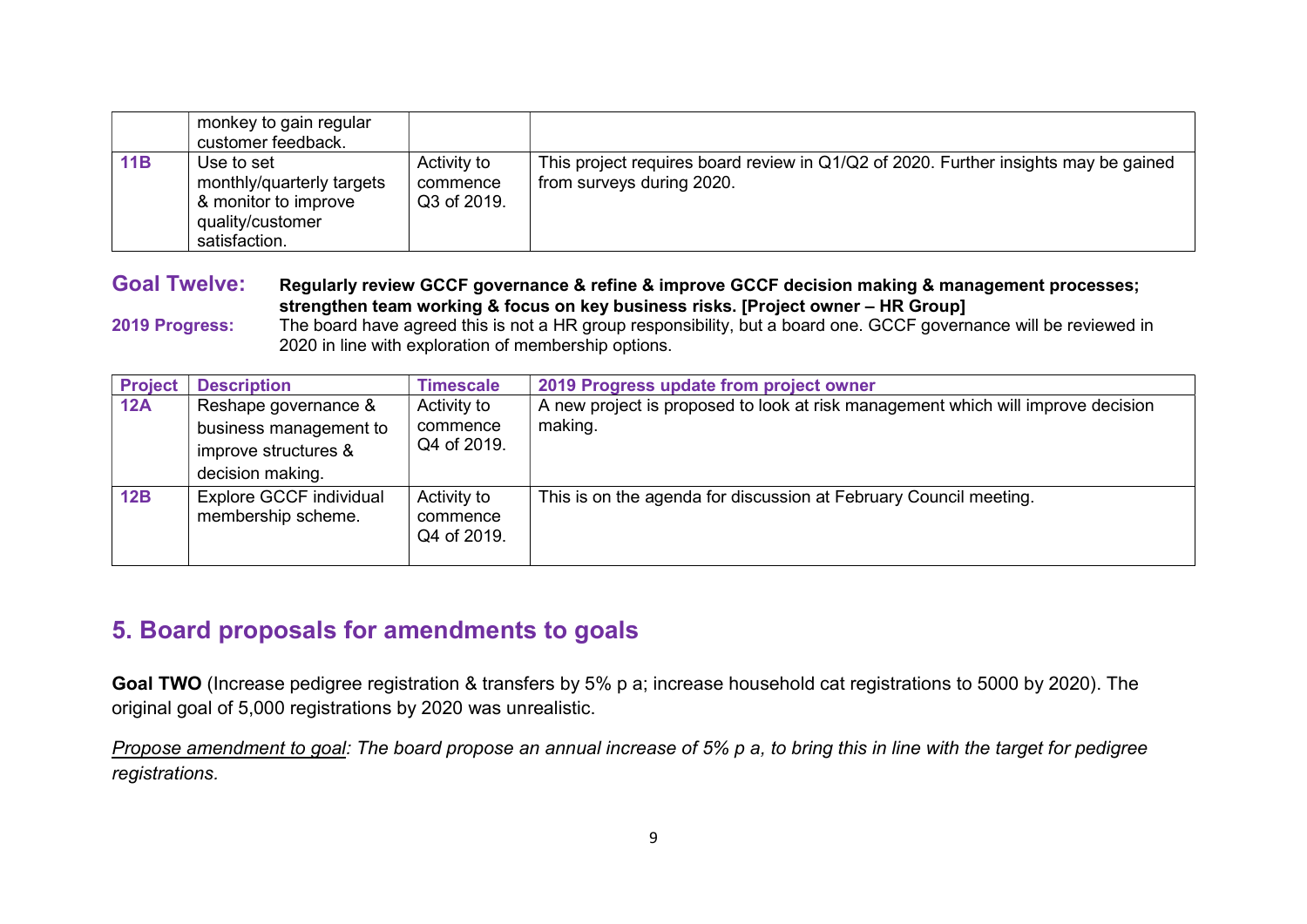| | | | |
|---|---|---|---|
| | monkey to gain regular customer feedback. | | |
| **11B** | Use to set monthly/quarterly targets & monitor to improve quality/customer satisfaction. | Activity to commence Q3 of 2019. | This project requires board review in Q1/Q2 of 2020. Further insights may be gained from surveys during 2020. |

**Goal Twelve:** **Regularly review GCCF governance & refine & improve GCCF decision making & management processes; strengthen team working & focus on key business risks. [Project owner – HR Group]**

**2019 Progress:** The board have agreed this is not a HR group responsibility, but a board one. GCCF governance will be reviewed in 2020 in line with exploration of membership options.

| Project | Description | Timescale | 2019 Progress update from project owner |
|---|---|---|---|
| **12A** | Reshape governance & business management to improve structures & decision making. | Activity to commence Q4 of 2019. | A new project is proposed to look at risk management which will improve decision making. |
| **12B** | Explore GCCF individual membership scheme. | Activity to commence Q4 of 2019. | This is on the agenda for discussion at February Council meeting. |

## 5. Board proposals for amendments to goals

**Goal TWO** (Increase pedigree registration & transfers by 5% p a; increase household cat registrations to 5000 by 2020). The original goal of 5,000 registrations by 2020 was unrealistic.

*Propose amendment to goal: The board propose an annual increase of 5% p a, to bring this in line with the target for pedigree registrations.*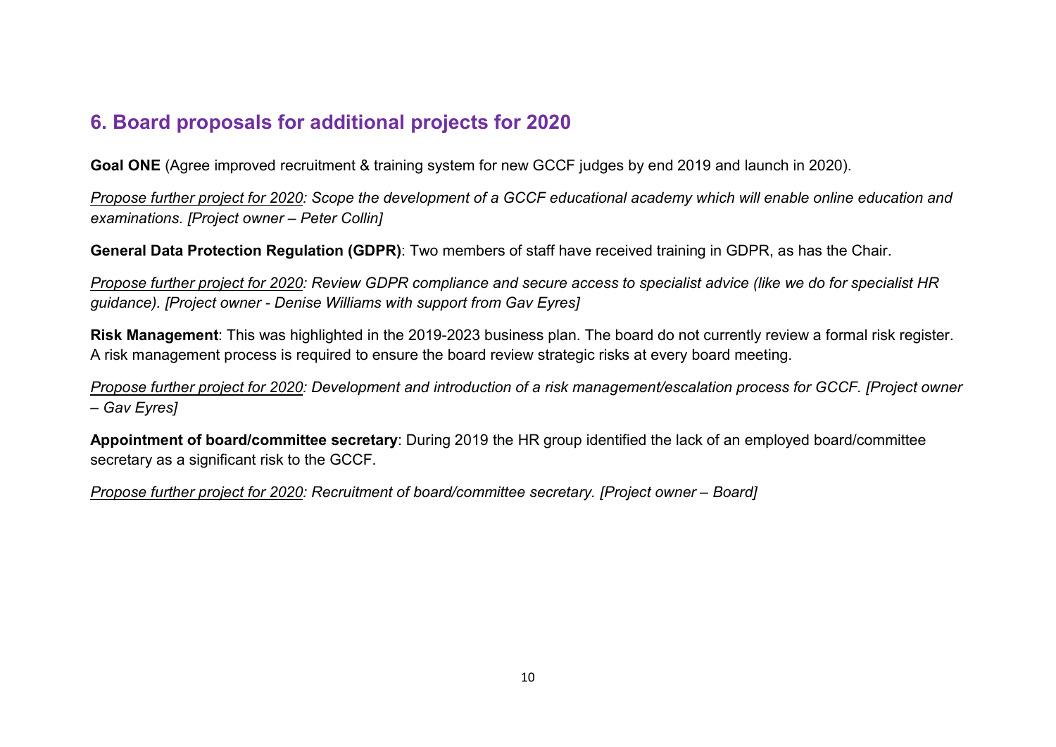## 6. Board proposals for additional projects for 2020

**Goal ONE** (Agree improved recruitment & training system for new GCCF judges by end 2019 and launch in 2020).

*<u>Propose further project for 2020</u>: Scope the development of a GCCF educational academy which will enable online education and examinations. [Project owner – Peter Collin]*

**General Data Protection Regulation (GDPR)**: Two members of staff have received training in GDPR, as has the Chair.

*<u>Propose further project for 2020</u>: Review GDPR compliance and secure access to specialist advice (like we do for specialist HR guidance). [Project owner - Denise Williams with support from Gav Eyres]*

**Risk Management**: This was highlighted in the 2019-2023 business plan. The board do not currently review a formal risk register. A risk management process is required to ensure the board review strategic risks at every board meeting.

*<u>Propose further project for 2020</u>: Development and introduction of a risk management/escalation process for GCCF. [Project owner – Gav Eyres]*

**Appointment of board/committee secretary**: During 2019 the HR group identified the lack of an employed board/committee secretary as a significant risk to the GCCF.

*<u>Propose further project for 2020</u>: Recruitment of board/committee secretary. [Project owner – Board]*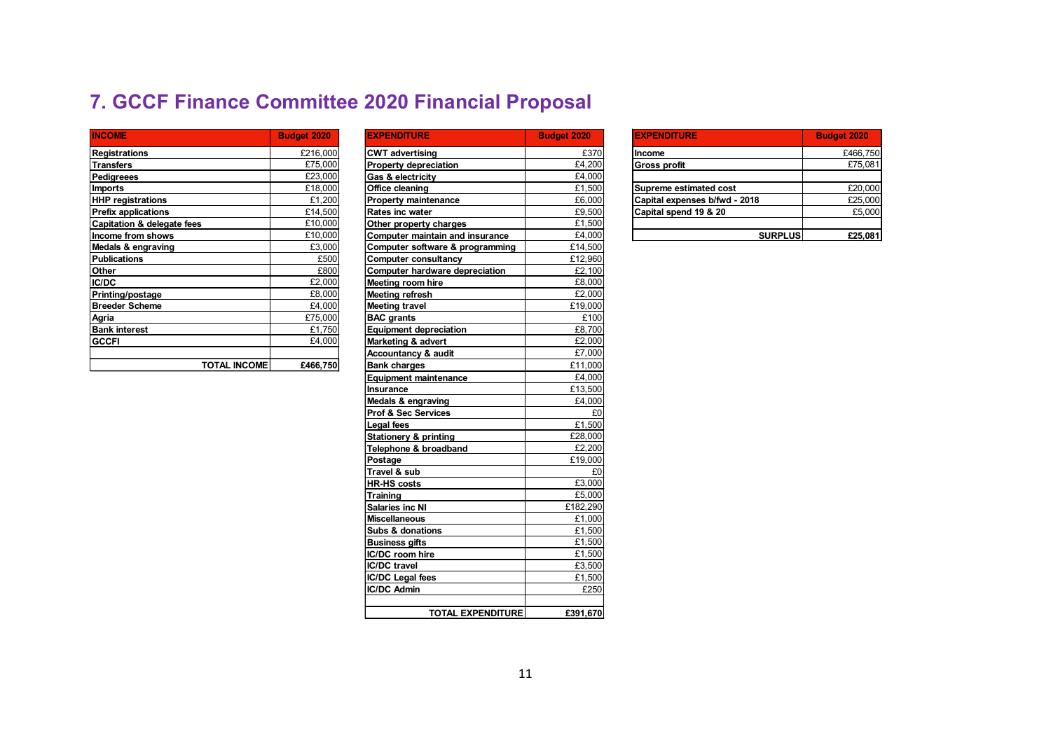# 7. GCCF Finance Committee 2020 Financial Proposal

| INCOME | Budget 2020 |
|---|---|
| Registrations | £216,000 |
| Transfers | £75,000 |
| Pedigreees | £23,000 |
| Imports | £18,000 |
| HHP registrations | £1,200 |
| Prefix applications | £14,500 |
| Capitation & delegate fees | £10,000 |
| Income from shows | £10,000 |
| Medals & engraving | £3,000 |
| Publications | £500 |
| Other | £800 |
| IC/DC | £2,000 |
| Printing/postage | £8,000 |
| Breeder Scheme | £4,000 |
| Agria | £75,000 |
| Bank interest | £1,750 |
| GCCFI | £4,000 |
| | |
| TOTAL INCOME | £466,750 |

| EXPENDITURE | Budget 2020 |
|---|---|
| CWT advertising | £370 |
| Property depreciation | £4,200 |
| Gas & electricity | £4,000 |
| Office cleaning | £1,500 |
| Property maintenance | £6,000 |
| Rates inc water | £9,500 |
| Other property charges | £1,500 |
| Computer maintain and insurance | £4,000 |
| Computer software & programming | £14,500 |
| Computer consultancy | £12,960 |
| Computer hardware depreciation | £2,100 |
| Meeting room hire | £8,000 |
| Meeting refresh | £2,000 |
| Meeting travel | £19,000 |
| BAC grants | £100 |
| Equipment depreciation | £8,700 |
| Marketing & advert | £2,000 |
| Accountancy & audit | £7,000 |
| Bank charges | £11,000 |
| Equipment maintenance | £4,000 |
| Insurance | £13,500 |
| Medals & engraving | £4,000 |
| Prof & Sec Services | £0 |
| Legal fees | £1,500 |
| Stationery & printing | £28,000 |
| Telephone & broadband | £2,200 |
| Postage | £19,000 |
| Travel & sub | £0 |
| HR-HS costs | £3,000 |
| Training | £5,000 |
| Salaries inc NI | £182,290 |
| Miscellaneous | £1,000 |
| Subs & donations | £1,500 |
| Business gifts | £1,500 |
| IC/DC room hire | £1,500 |
| IC/DC travel | £3,500 |
| IC/DC Legal fees | £1,500 |
| IC/DC Admin | £250 |
| | |
| TOTAL EXPENDITURE | £391,670 |

| EXPENDITURE | Budget 2020 |
|---|---|
| Income | £466,750 |
| Gross profit | £75,081 |
| | |
| Supreme estimated cost | £20,000 |
| Capital expenses b/fwd - 2018 | £25,000 |
| Capital spend 19 & 20 | £5,000 |
| | |
| SURPLUS | £25,081 |